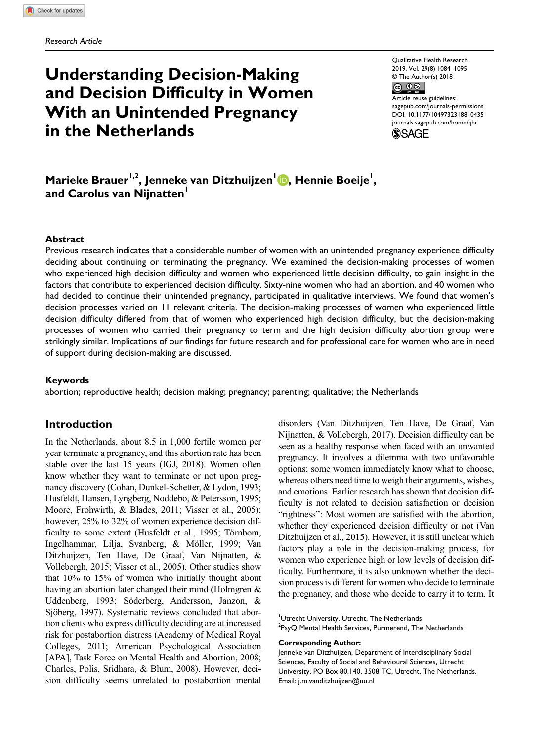*Research Article*

# Understanding Decision-Making and Decision Difficulty in Women With an Unintended Pregnancy in the Netherlands

**Marieke Brauer[1,2], Jenneke van Ditzhuijzen[1], Hennie Boeije[1], and Carolus van Nijnatten[1]**

### Abstract

Previous research indicates that a considerable number of women with an unintended pregnancy experience difficulty deciding about continuing or terminating the pregnancy. We examined the decision-making processes of women who experienced high decision difficulty and women who experienced little decision difficulty, to gain insight in the factors that contribute to experienced decision difficulty. Sixty-nine women who had an abortion, and 40 women who had decided to continue their unintended pregnancy, participated in qualitative interviews. We found that women's decision processes varied on 11 relevant criteria. The decision-making processes of women who experienced little decision difficulty differed from that of women who experienced high decision difficulty, but the decision-making processes of women who carried their pregnancy to term and the high decision difficulty abortion group were strikingly similar. Implications of our findings for future research and for professional care for women who are in need of support during decision-making are discussed.

### Keywords

abortion; reproductive health; decision making; pregnancy; parenting; qualitative; the Netherlands

## Introduction

In the Netherlands, about 8.5 in 1,000 fertile women per year terminate a pregnancy, and this abortion rate has been stable over the last 15 years (IGJ, 2018). Women often know whether they want to terminate or not upon pregnancy discovery (Cohan, Dunkel-Schetter, & Lydon, 1993; Husfeldt, Hansen, Lyngberg, Noddebo, & Petersson, 1995; Moore, Frohwirth, & Blades, 2011; Visser et al., 2005); however, 25% to 32% of women experience decision difficulty to some extent (Husfeldt et al., 1995; Törnbom, Ingelhammar, Lilja, Svanberg, & Möller, 1999; Van Ditzhuijzen, Ten Have, De Graaf, Van Nijnatten, & Vollebergh, 2015; Visser et al., 2005). Other studies show that 10% to 15% of women who initially thought about having an abortion later changed their mind (Holmgren & Uddenberg, 1993; Söderberg, Andersson, Janzon, & Sjöberg, 1997). Systematic reviews concluded that abortion clients who express difficulty deciding are at increased risk for postabortion distress (Academy of Medical Royal Colleges, 2011; American Psychological Association [APA], Task Force on Mental Health and Abortion, 2008; Charles, Polis, Sridhara, & Blum, 2008). However, decision difficulty seems unrelated to postabortion mental disorders (Van Ditzhuijzen, Ten Have, De Graaf, Van Nijnatten, & Vollebergh, 2017). Decision difficulty can be seen as a healthy response when faced with an unwanted pregnancy. It involves a dilemma with two unfavorable options; some women immediately know what to choose, whereas others need time to weigh their arguments, wishes, and emotions. Earlier research has shown that decision difficulty is not related to decision satisfaction or decision "rightness": Most women are satisfied with the abortion, whether they experienced decision difficulty or not (Van Ditzhuijzen et al., 2015). However, it is still unclear which factors play a role in the decision-making process, for women who experience high or low levels of decision difficulty. Furthermore, it is also unknown whether the decision process is different for women who decide to terminate the pregnancy, and those who decide to carry it to term. It

[1]Utrecht University, Utrecht, The Netherlands
[2]PsyQ Mental Health Services, Purmerend, The Netherlands

**Corresponding Author:**
Jenneke van Ditzhuijzen, Department of Interdisciplinary Social Sciences, Faculty of Social and Behavioural Sciences, Utrecht University, PO Box 80.140, 3508 TC, Utrecht, The Netherlands.
Email: j.m.vanditzhuijzen@uu.nl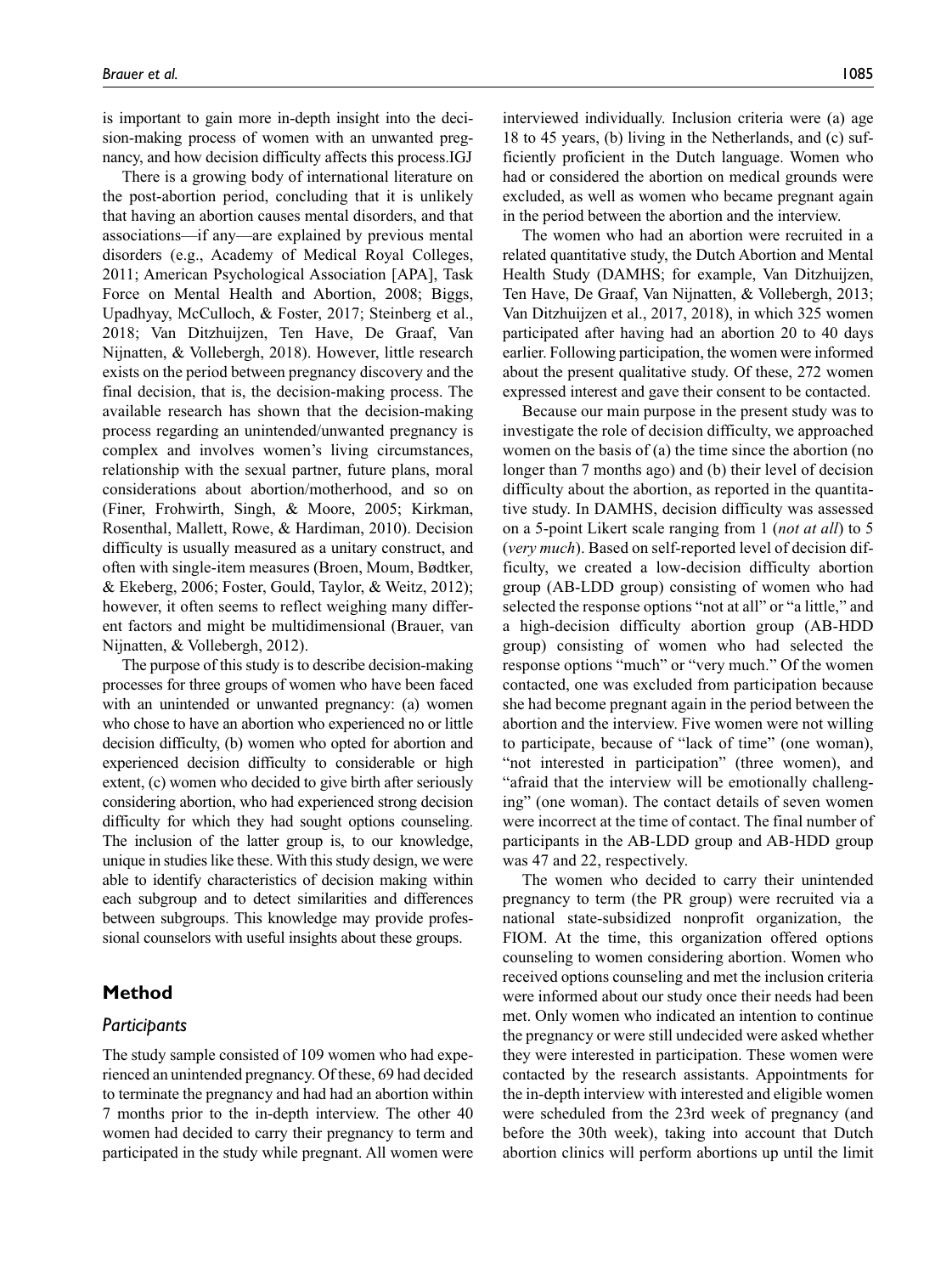is important to gain more in-depth insight into the decision-making process of women with an unwanted pregnancy, and how decision difficulty affects this process.IGJ

There is a growing body of international literature on the post-abortion period, concluding that it is unlikely that having an abortion causes mental disorders, and that associations—if any—are explained by previous mental disorders (e.g., Academy of Medical Royal Colleges, 2011; American Psychological Association [APA], Task Force on Mental Health and Abortion, 2008; Biggs, Upadhyay, McCulloch, & Foster, 2017; Steinberg et al., 2018; Van Ditzhuijzen, Ten Have, De Graaf, Van Nijnatten, & Vollebergh, 2018). However, little research exists on the period between pregnancy discovery and the final decision, that is, the decision-making process. The available research has shown that the decision-making process regarding an unintended/unwanted pregnancy is complex and involves women's living circumstances, relationship with the sexual partner, future plans, moral considerations about abortion/motherhood, and so on (Finer, Frohwirth, Singh, & Moore, 2005; Kirkman, Rosenthal, Mallett, Rowe, & Hardiman, 2010). Decision difficulty is usually measured as a unitary construct, and often with single-item measures (Broen, Moum, Bødtker, & Ekeberg, 2006; Foster, Gould, Taylor, & Weitz, 2012); however, it often seems to reflect weighing many different factors and might be multidimensional (Brauer, van Nijnatten, & Vollebergh, 2012).

The purpose of this study is to describe decision-making processes for three groups of women who have been faced with an unintended or unwanted pregnancy: (a) women who chose to have an abortion who experienced no or little decision difficulty, (b) women who opted for abortion and experienced decision difficulty to considerable or high extent, (c) women who decided to give birth after seriously considering abortion, who had experienced strong decision difficulty for which they had sought options counseling. The inclusion of the latter group is, to our knowledge, unique in studies like these. With this study design, we were able to identify characteristics of decision making within each subgroup and to detect similarities and differences between subgroups. This knowledge may provide professional counselors with useful insights about these groups.

## Method

### Participants

The study sample consisted of 109 women who had experienced an unintended pregnancy. Of these, 69 had decided to terminate the pregnancy and had had an abortion within 7 months prior to the in-depth interview. The other 40 women had decided to carry their pregnancy to term and participated in the study while pregnant. All women were interviewed individually. Inclusion criteria were (a) age 18 to 45 years, (b) living in the Netherlands, and (c) sufficiently proficient in the Dutch language. Women who had or considered the abortion on medical grounds were excluded, as well as women who became pregnant again in the period between the abortion and the interview.

The women who had an abortion were recruited in a related quantitative study, the Dutch Abortion and Mental Health Study (DAMHS; for example, Van Ditzhuijzen, Ten Have, De Graaf, Van Nijnatten, & Vollebergh, 2013; Van Ditzhuijzen et al., 2017, 2018), in which 325 women participated after having had an abortion 20 to 40 days earlier. Following participation, the women were informed about the present qualitative study. Of these, 272 women expressed interest and gave their consent to be contacted.

Because our main purpose in the present study was to investigate the role of decision difficulty, we approached women on the basis of (a) the time since the abortion (no longer than 7 months ago) and (b) their level of decision difficulty about the abortion, as reported in the quantitative study. In DAMHS, decision difficulty was assessed on a 5-point Likert scale ranging from 1 (*not at all*) to 5 (*very much*). Based on self-reported level of decision difficulty, we created a low-decision difficulty abortion group (AB-LDD group) consisting of women who had selected the response options "not at all" or "a little," and a high-decision difficulty abortion group (AB-HDD group) consisting of women who had selected the response options "much" or "very much." Of the women contacted, one was excluded from participation because she had become pregnant again in the period between the abortion and the interview. Five women were not willing to participate, because of "lack of time" (one woman), "not interested in participation" (three women), and "afraid that the interview will be emotionally challenging" (one woman). The contact details of seven women were incorrect at the time of contact. The final number of participants in the AB-LDD group and AB-HDD group was 47 and 22, respectively.

The women who decided to carry their unintended pregnancy to term (the PR group) were recruited via a national state-subsidized nonprofit organization, the FIOM. At the time, this organization offered options counseling to women considering abortion. Women who received options counseling and met the inclusion criteria were informed about our study once their needs had been met. Only women who indicated an intention to continue the pregnancy or were still undecided were asked whether they were interested in participation. These women were contacted by the research assistants. Appointments for the in-depth interview with interested and eligible women were scheduled from the 23rd week of pregnancy (and before the 30th week), taking into account that Dutch abortion clinics will perform abortions up until the limit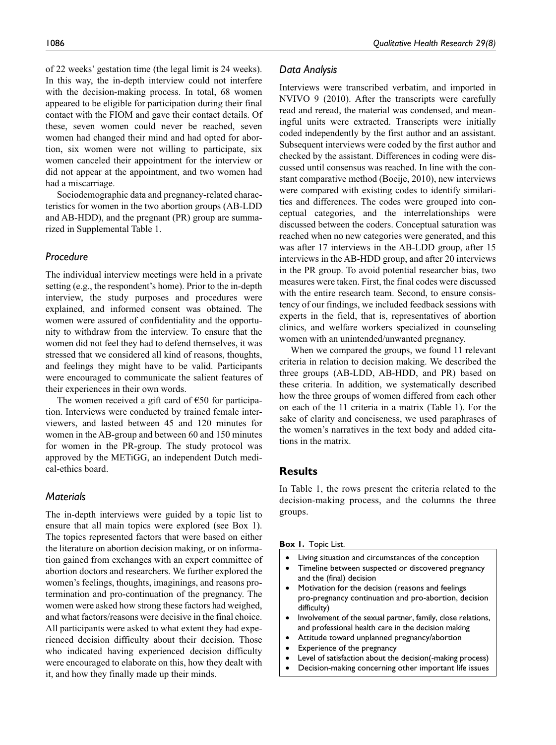of 22 weeks' gestation time (the legal limit is 24 weeks). In this way, the in-depth interview could not interfere with the decision-making process. In total, 68 women appeared to be eligible for participation during their final contact with the FIOM and gave their contact details. Of these, seven women could never be reached, seven women had changed their mind and had opted for abortion, six women were not willing to participate, six women canceled their appointment for the interview or did not appear at the appointment, and two women had had a miscarriage.

Sociodemographic data and pregnancy-related characteristics for women in the two abortion groups (AB-LDD and AB-HDD), and the pregnant (PR) group are summarized in Supplemental Table 1.

### *Procedure*

The individual interview meetings were held in a private setting (e.g., the respondent's home). Prior to the in-depth interview, the study purposes and procedures were explained, and informed consent was obtained. The women were assured of confidentiality and the opportunity to withdraw from the interview. To ensure that the women did not feel they had to defend themselves, it was stressed that we considered all kind of reasons, thoughts, and feelings they might have to be valid. Participants were encouraged to communicate the salient features of their experiences in their own words.

The women received a gift card of €50 for participation. Interviews were conducted by trained female interviewers, and lasted between 45 and 120 minutes for women in the AB-group and between 60 and 150 minutes for women in the PR-group. The study protocol was approved by the METiGG, an independent Dutch medical-ethics board.

### *Materials*

The in-depth interviews were guided by a topic list to ensure that all main topics were explored (see Box 1). The topics represented factors that were based on either the literature on abortion decision making, or on information gained from exchanges with an expert committee of abortion doctors and researchers. We further explored the women's feelings, thoughts, imaginings, and reasons pro-termination and pro-continuation of the pregnancy. The women were asked how strong these factors had weighed, and what factors/reasons were decisive in the final choice. All participants were asked to what extent they had experienced decision difficulty about their decision. Those who indicated having experienced decision difficulty were encouraged to elaborate on this, how they dealt with it, and how they finally made up their minds.

### *Data Analysis*

Interviews were transcribed verbatim, and imported in NVIVO 9 (2010). After the transcripts were carefully read and reread, the material was condensed, and meaningful units were extracted. Transcripts were initially coded independently by the first author and an assistant. Subsequent interviews were coded by the first author and checked by the assistant. Differences in coding were discussed until consensus was reached. In line with the constant comparative method (Boeije, 2010), new interviews were compared with existing codes to identify similarities and differences. The codes were grouped into conceptual categories, and the interrelationships were discussed between the coders. Conceptual saturation was reached when no new categories were generated, and this was after 17 interviews in the AB-LDD group, after 15 interviews in the AB-HDD group, and after 20 interviews in the PR group. To avoid potential researcher bias, two measures were taken. First, the final codes were discussed with the entire research team. Second, to ensure consistency of our findings, we included feedback sessions with experts in the field, that is, representatives of abortion clinics, and welfare workers specialized in counseling women with an unintended/unwanted pregnancy.

When we compared the groups, we found 11 relevant criteria in relation to decision making. We described the three groups (AB-LDD, AB-HDD, and PR) based on these criteria. In addition, we systematically described how the three groups of women differed from each other on each of the 11 criteria in a matrix (Table 1). For the sake of clarity and conciseness, we used paraphrases of the women's narratives in the text body and added citations in the matrix.

## Results

In Table 1, the rows present the criteria related to the decision-making process, and the columns the three groups.

**Box 1.** Topic List.

- Living situation and circumstances of the conception
- Timeline between suspected or discovered pregnancy and the (final) decision
- Motivation for the decision (reasons and feelings pro-pregnancy continuation and pro-abortion, decision difficulty)
- Involvement of the sexual partner, family, close relations, and professional health care in the decision making
- Attitude toward unplanned pregnancy/abortion
- Experience of the pregnancy
- Level of satisfaction about the decision(-making process)
- Decision-making concerning other important life issues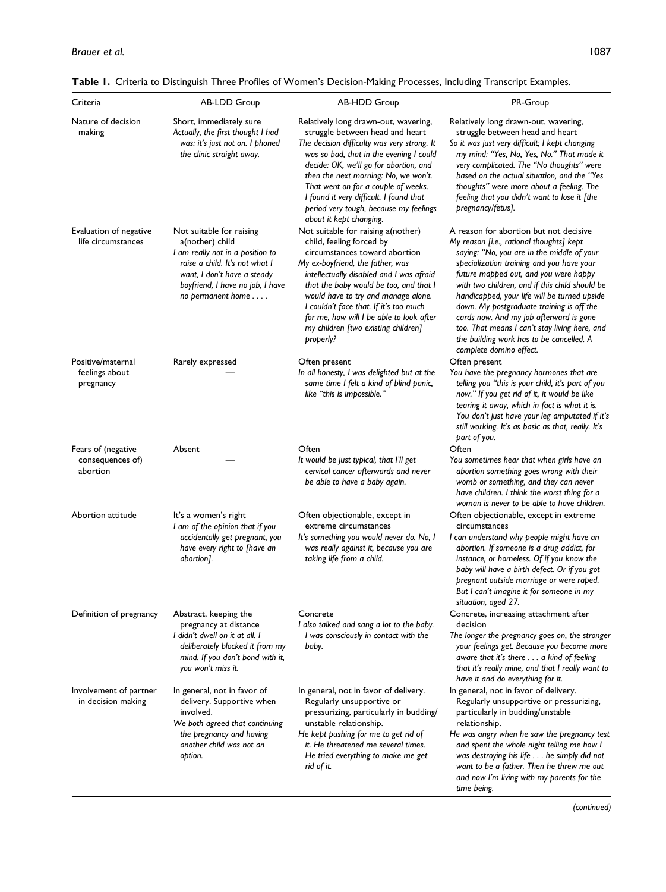**Table 1.** Criteria to Distinguish Three Profiles of Women's Decision-Making Processes, Including Transcript Examples.

| Criteria | AB-LDD Group | AB-HDD Group | PR-Group |
|---|---|---|---|
| Nature of decision making | Short, immediately sure *Actually, the first thought I had was: it's just not on. I phoned the clinic straight away.* | Relatively long drawn-out, wavering, struggle between head and heart *The decision difficulty was very strong. It was so bad, that in the evening I could decide: OK, we'll go for abortion, and then the next morning: No, we won't. That went on for a couple of weeks. I found it very difficult. I found that period very tough, because my feelings about it kept changing.* | Relatively long drawn-out, wavering, struggle between head and heart *So it was just very difficult; I kept changing my mind: "Yes, No, Yes, No." That made it very complicated. The "No thoughts" were based on the actual situation, and the "Yes thoughts" were more about a feeling. The feeling that you didn't want to lose it [the pregnancy/fetus].* |
| Evaluation of negative life circumstances | Not suitable for raising a(nother) child *I am really not in a position to raise a child. It's not what I want, I don't have a steady boyfriend, I have no job, I have no permanent home . . . .* | Not suitable for raising a(nother) child, feeling forced by circumstances toward abortion *My ex-boyfriend, the father, was intellectually disabled and I was afraid that the baby would be too, and that I would have to try and manage alone. I couldn't face that. If it's too much for me, how will I be able to look after my children [two existing children] properly?* | A reason for abortion but not decisive *My reason [i.e., rational thoughts] kept saying: "No, you are in the middle of your specialization training and you have your future mapped out, and you were happy with two children, and if this child should be handicapped, your life will be turned upside down. My postgraduate training is off the cards now. And my job afterward is gone too. That means I can't stay living here, and the building work has to be cancelled. A complete domino effect.* |
| Positive/maternal feelings about pregnancy | Rarely expressed — | Often present *In all honesty, I was delighted but at the same time I felt a kind of blind panic, like "this is impossible."* | Often present *You have the pregnancy hormones that are telling you "this is your child, it's part of you now." If you get rid of it, it would be like tearing it away, which in fact is what it is. You don't just have your leg amputated if it's still working. It's as basic as that, really. It's part of you.* |
| Fears of (negative consequences of) abortion | Absent — | Often *It would be just typical, that I'll get cervical cancer afterwards and never be able to have a baby again.* | Often *You sometimes hear that when girls have an abortion something goes wrong with their womb or something, and they can never have children. I think the worst thing for a woman is never to be able to have children.* |
| Abortion attitude | It's a women's right *I am of the opinion that if you accidentally get pregnant, you have every right to [have an abortion].* | Often objectionable, except in extreme circumstances *It's something you would never do. No, I was really against it, because you are taking life from a child.* | Often objectionable, except in extreme circumstances *I can understand why people might have an abortion. If someone is a drug addict, for instance, or homeless. Of if you know the baby will have a birth defect. Or if you got pregnant outside marriage or were raped. But I can't imagine it for someone in my situation, aged 27.* |
| Definition of pregnancy | Abstract, keeping the pregnancy at distance *I didn't dwell on it at all. I deliberately blocked it from my mind. If you don't bond with it, you won't miss it.* | Concrete *I also talked and sang a lot to the baby. I was consciously in contact with the baby.* | Concrete, increasing attachment after decision *The longer the pregnancy goes on, the stronger your feelings get. Because you become more aware that it's there . . . a kind of feeling that it's really mine, and that I really want to have it and do everything for it.* |
| Involvement of partner in decision making | In general, not in favor of delivery. Supportive when involved. *We both agreed that continuing the pregnancy and having another child was not an option.* | In general, not in favor of delivery. Regularly unsupportive or pressurizing, particularly in budding/unstable relationship. *He kept pushing for me to get rid of it. He threatened me several times. He tried everything to make me get rid of it.* | In general, not in favor of delivery. Regularly unsupportive or pressurizing, particularly in budding/unstable relationship. *He was angry when he saw the pregnancy test and spent the whole night telling me how I was destroying his life . . . he simply did not want to be a father. Then he threw me out and now I'm living with my parents for the time being.* |

*(continued)*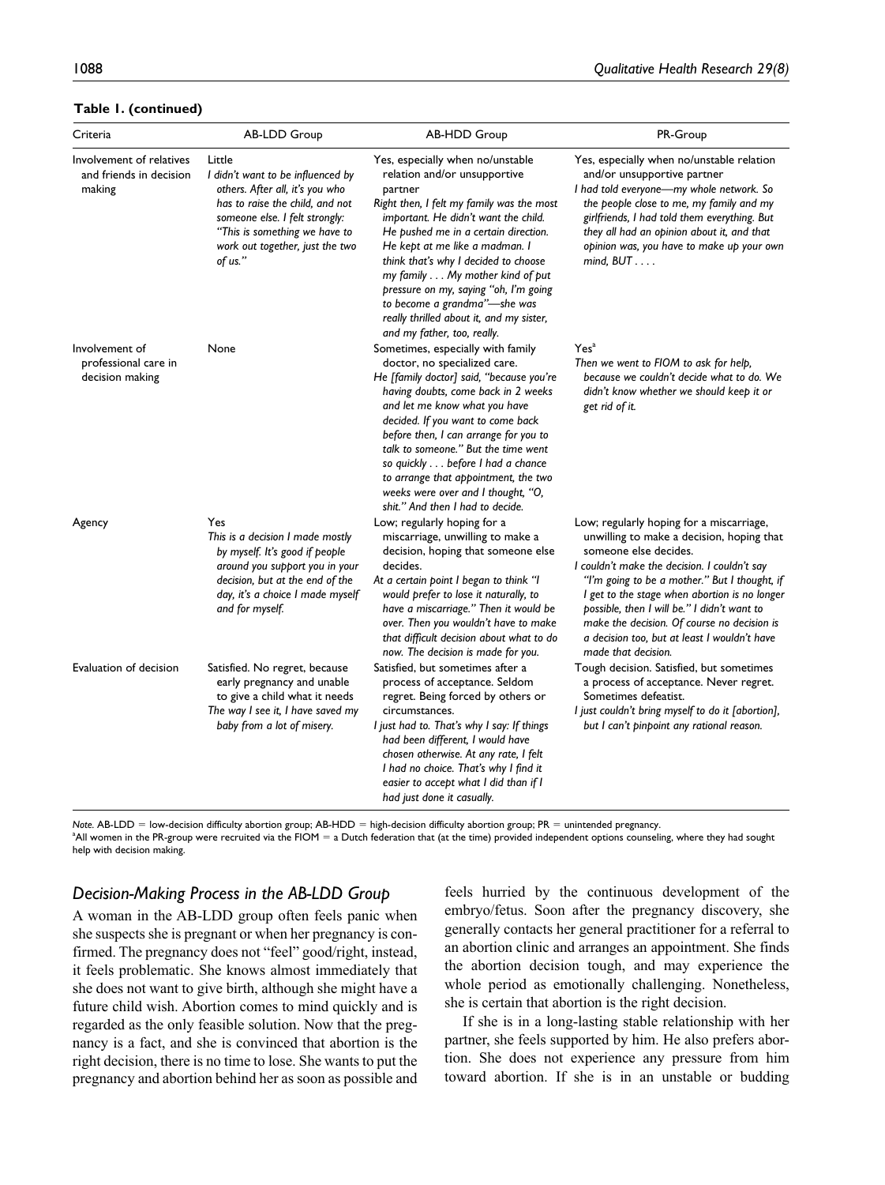**Table 1. (continued)**

| Criteria | AB-LDD Group | AB-HDD Group | PR-Group |
| --- | --- | --- | --- |
| Involvement of relatives and friends in decision making | Little *I didn't want to be influenced by others. After all, it's you who has to raise the child, and not someone else. I felt strongly: "This is something we have to work out together, just the two of us."* | Yes, especially when no/unstable relation and/or unsupportive partner *Right then, I felt my family was the most important. He didn't want the child. He pushed me in a certain direction. He kept at me like a madman. I think that's why I decided to choose my family . . . My mother kind of put pressure on my, saying "oh, I'm going to become a grandma"—she was really thrilled about it, and my sister, and my father, too, really.* | Yes, especially when no/unstable relation and/or unsupportive partner *I had told everyone—my whole network. So the people close to me, my family and my girlfriends, I had told them everything. But they all had an opinion about it, and that opinion was, you have to make up your own mind, BUT . . . .* |
| Involvement of professional care in decision making | None | Sometimes, especially with family doctor, no specialized care. *He [family doctor] said, "because you're having doubts, come back in 2 weeks and let me know what you have decided. If you want to come back before then, I can arrange for you to talk to someone." But the time went so quickly . . . before I had a chance to arrange that appointment, the two weeks were over and I thought, "O, shit." And then I had to decide.* | Yes[a] *Then we went to FIOM to ask for help, because we couldn't decide what to do. We didn't know whether we should keep it or get rid of it.* |
| Agency | Yes *This is a decision I made mostly by myself. It's good if people around you support you in your decision, but at the end of the day, it's a choice I made myself and for myself.* | Low; regularly hoping for a miscarriage, unwilling to make a decision, hoping that someone else decides. *At a certain point I began to think "I would prefer to lose it naturally, to have a miscarriage." Then it would be over. Then you wouldn't have to make that difficult decision about what to do now. The decision is made for you.* | Low; regularly hoping for a miscarriage, unwilling to make a decision, hoping that someone else decides. *I couldn't make the decision. I couldn't say "I'm going to be a mother." But I thought, if I get to the stage when abortion is no longer possible, then I will be." I didn't want to make the decision. Of course no decision is a decision too, but at least I wouldn't have made that decision.* |
| Evaluation of decision | Satisfied. No regret, because early pregnancy and unable to give a child what it needs *The way I see it, I have saved my baby from a lot of misery.* | Satisfied, but sometimes after a process of acceptance. Seldom regret. Being forced by others or circumstances. *I just had to. That's why I say: If things had been different, I would have chosen otherwise. At any rate, I felt I had no choice. That's why I find it easier to accept what I did than if I had just done it casually.* | Tough decision. Satisfied, but sometimes a process of acceptance. Never regret. Sometimes defeatist. *I just couldn't bring myself to do it [abortion], but I can't pinpoint any rational reason.* |

*Note.* AB-LDD = low-decision difficulty abortion group; AB-HDD = high-decision difficulty abortion group; PR = unintended pregnancy.
[a]All women in the PR-group were recruited via the FIOM = a Dutch federation that (at the time) provided independent options counseling, where they had sought help with decision making.

### *Decision-Making Process in the AB-LDD Group*

A woman in the AB-LDD group often feels panic when she suspects she is pregnant or when her pregnancy is confirmed. The pregnancy does not "feel" good/right, instead, it feels problematic. She knows almost immediately that she does not want to give birth, although she might have a future child wish. Abortion comes to mind quickly and is regarded as the only feasible solution. Now that the pregnancy is a fact, and she is convinced that abortion is the right decision, there is no time to lose. She wants to put the pregnancy and abortion behind her as soon as possible and feels hurried by the continuous development of the embryo/fetus. Soon after the pregnancy discovery, she generally contacts her general practitioner for a referral to an abortion clinic and arranges an appointment. She finds the abortion decision tough, and may experience the whole period as emotionally challenging. Nonetheless, she is certain that abortion is the right decision.

If she is in a long-lasting stable relationship with her partner, she feels supported by him. He also prefers abortion. She does not experience any pressure from him toward abortion. If she is in an unstable or budding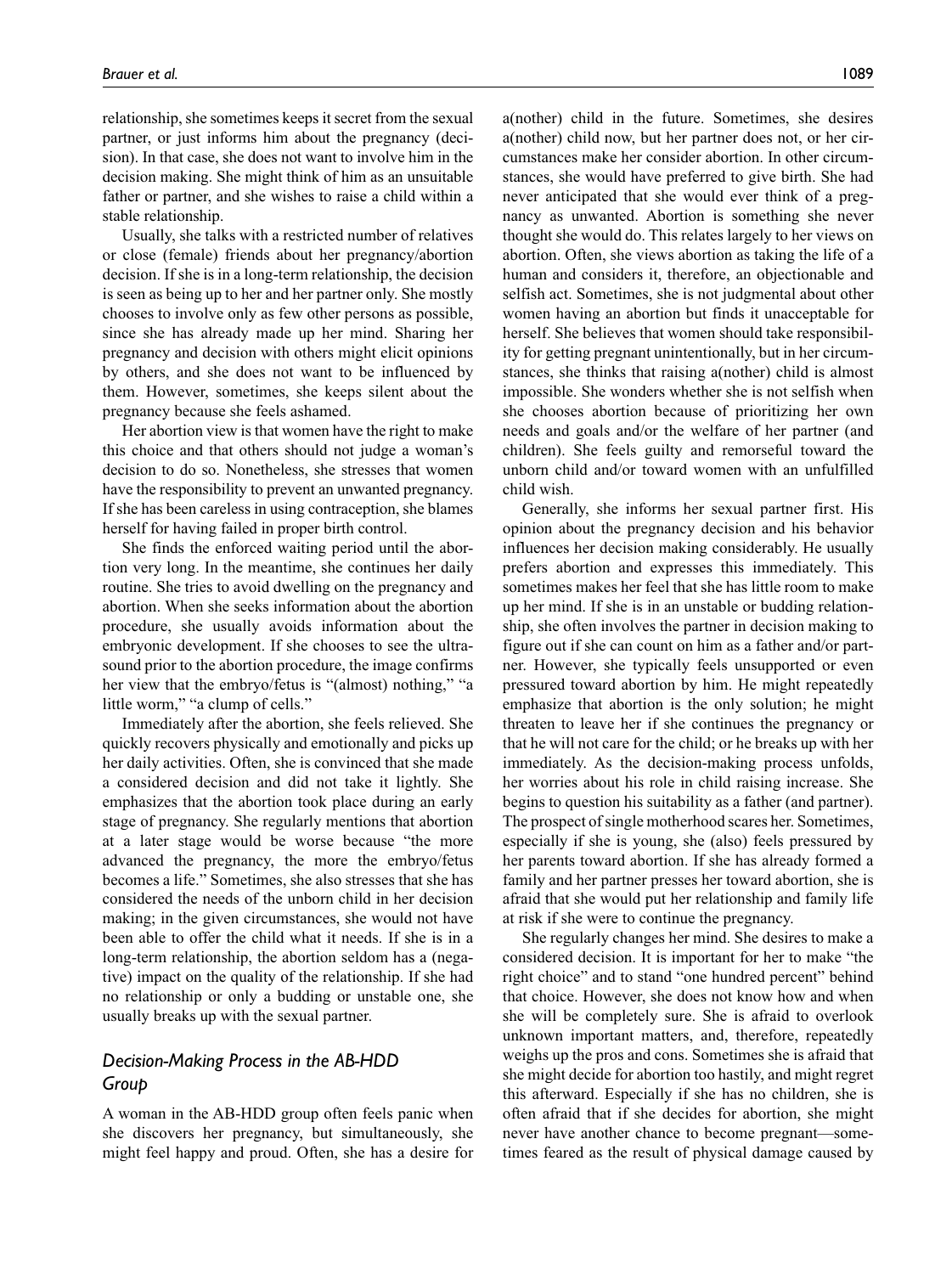relationship, she sometimes keeps it secret from the sexual partner, or just informs him about the pregnancy (decision). In that case, she does not want to involve him in the decision making. She might think of him as an unsuitable father or partner, and she wishes to raise a child within a stable relationship.

Usually, she talks with a restricted number of relatives or close (female) friends about her pregnancy/abortion decision. If she is in a long-term relationship, the decision is seen as being up to her and her partner only. She mostly chooses to involve only as few other persons as possible, since she has already made up her mind. Sharing her pregnancy and decision with others might elicit opinions by others, and she does not want to be influenced by them. However, sometimes, she keeps silent about the pregnancy because she feels ashamed.

Her abortion view is that women have the right to make this choice and that others should not judge a woman's decision to do so. Nonetheless, she stresses that women have the responsibility to prevent an unwanted pregnancy. If she has been careless in using contraception, she blames herself for having failed in proper birth control.

She finds the enforced waiting period until the abortion very long. In the meantime, she continues her daily routine. She tries to avoid dwelling on the pregnancy and abortion. When she seeks information about the abortion procedure, she usually avoids information about the embryonic development. If she chooses to see the ultrasound prior to the abortion procedure, the image confirms her view that the embryo/fetus is "(almost) nothing," "a little worm," "a clump of cells."

Immediately after the abortion, she feels relieved. She quickly recovers physically and emotionally and picks up her daily activities. Often, she is convinced that she made a considered decision and did not take it lightly. She emphasizes that the abortion took place during an early stage of pregnancy. She regularly mentions that abortion at a later stage would be worse because "the more advanced the pregnancy, the more the embryo/fetus becomes a life." Sometimes, she also stresses that she has considered the needs of the unborn child in her decision making; in the given circumstances, she would not have been able to offer the child what it needs. If she is in a long-term relationship, the abortion seldom has a (negative) impact on the quality of the relationship. If she had no relationship or only a budding or unstable one, she usually breaks up with the sexual partner.

## *Decision-Making Process in the AB-HDD Group*

A woman in the AB-HDD group often feels panic when she discovers her pregnancy, but simultaneously, she might feel happy and proud. Often, she has a desire for a(nother) child in the future. Sometimes, she desires a(nother) child now, but her partner does not, or her circumstances make her consider abortion. In other circumstances, she would have preferred to give birth. She had never anticipated that she would ever think of a pregnancy as unwanted. Abortion is something she never thought she would do. This relates largely to her views on abortion. Often, she views abortion as taking the life of a human and considers it, therefore, an objectionable and selfish act. Sometimes, she is not judgmental about other women having an abortion but finds it unacceptable for herself. She believes that women should take responsibility for getting pregnant unintentionally, but in her circumstances, she thinks that raising a(nother) child is almost impossible. She wonders whether she is not selfish when she chooses abortion because of prioritizing her own needs and goals and/or the welfare of her partner (and children). She feels guilty and remorseful toward the unborn child and/or toward women with an unfulfilled child wish.

Generally, she informs her sexual partner first. His opinion about the pregnancy decision and his behavior influences her decision making considerably. He usually prefers abortion and expresses this immediately. This sometimes makes her feel that she has little room to make up her mind. If she is in an unstable or budding relationship, she often involves the partner in decision making to figure out if she can count on him as a father and/or partner. However, she typically feels unsupported or even pressured toward abortion by him. He might repeatedly emphasize that abortion is the only solution; he might threaten to leave her if she continues the pregnancy or that he will not care for the child; or he breaks up with her immediately. As the decision-making process unfolds, her worries about his role in child raising increase. She begins to question his suitability as a father (and partner). The prospect of single motherhood scares her. Sometimes, especially if she is young, she (also) feels pressured by her parents toward abortion. If she has already formed a family and her partner presses her toward abortion, she is afraid that she would put her relationship and family life at risk if she were to continue the pregnancy.

She regularly changes her mind. She desires to make a considered decision. It is important for her to make "the right choice" and to stand "one hundred percent" behind that choice. However, she does not know how and when she will be completely sure. She is afraid to overlook unknown important matters, and, therefore, repeatedly weighs up the pros and cons. Sometimes she is afraid that she might decide for abortion too hastily, and might regret this afterward. Especially if she has no children, she is often afraid that if she decides for abortion, she might never have another chance to become pregnant—sometimes feared as the result of physical damage caused by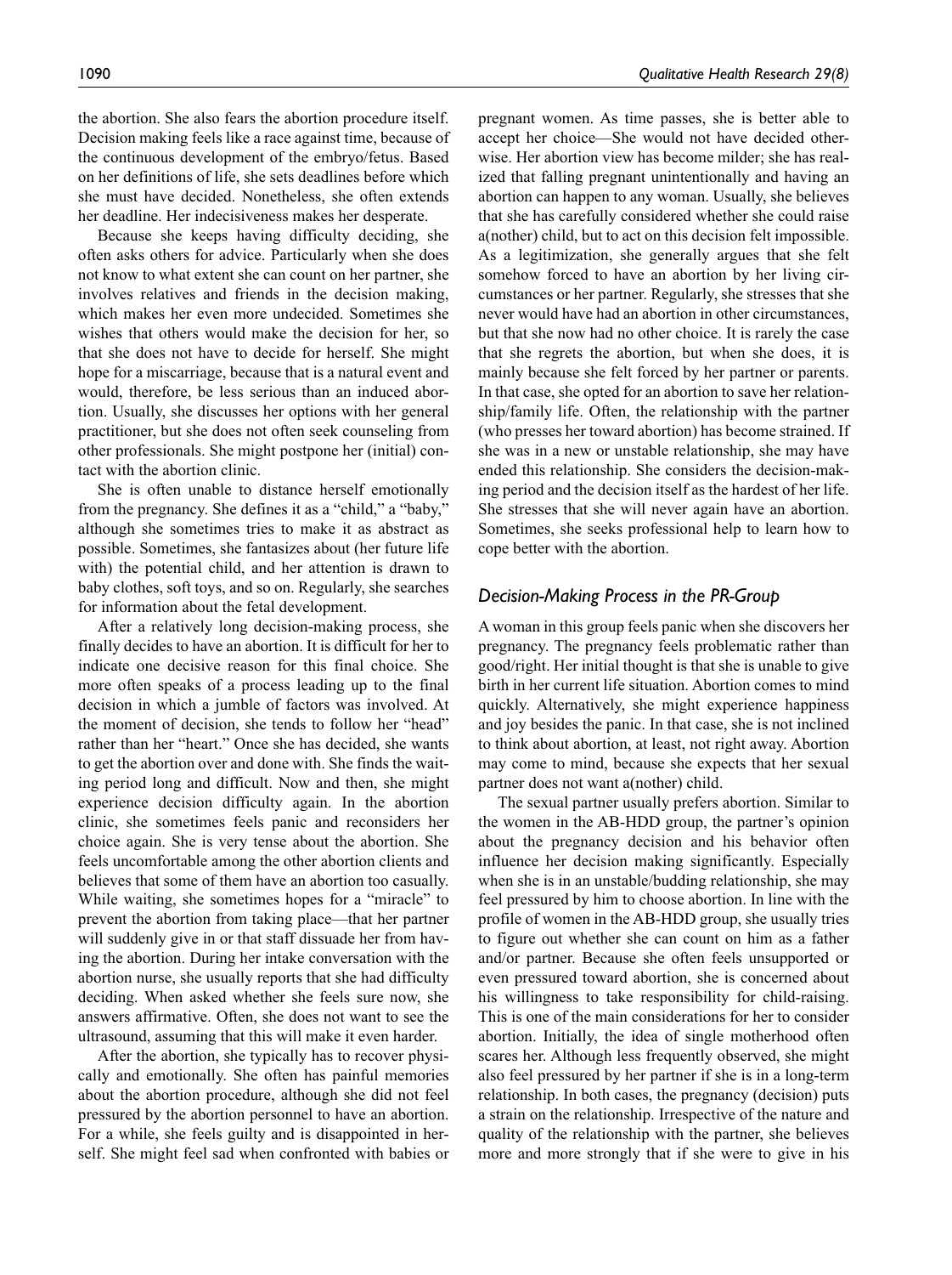the abortion. She also fears the abortion procedure itself. Decision making feels like a race against time, because of the continuous development of the embryo/fetus. Based on her definitions of life, she sets deadlines before which she must have decided. Nonetheless, she often extends her deadline. Her indecisiveness makes her desperate.

Because she keeps having difficulty deciding, she often asks others for advice. Particularly when she does not know to what extent she can count on her partner, she involves relatives and friends in the decision making, which makes her even more undecided. Sometimes she wishes that others would make the decision for her, so that she does not have to decide for herself. She might hope for a miscarriage, because that is a natural event and would, therefore, be less serious than an induced abortion. Usually, she discusses her options with her general practitioner, but she does not often seek counseling from other professionals. She might postpone her (initial) contact with the abortion clinic.

She is often unable to distance herself emotionally from the pregnancy. She defines it as a "child," a "baby," although she sometimes tries to make it as abstract as possible. Sometimes, she fantasizes about (her future life with) the potential child, and her attention is drawn to baby clothes, soft toys, and so on. Regularly, she searches for information about the fetal development.

After a relatively long decision-making process, she finally decides to have an abortion. It is difficult for her to indicate one decisive reason for this final choice. She more often speaks of a process leading up to the final decision in which a jumble of factors was involved. At the moment of decision, she tends to follow her "head" rather than her "heart." Once she has decided, she wants to get the abortion over and done with. She finds the waiting period long and difficult. Now and then, she might experience decision difficulty again. In the abortion clinic, she sometimes feels panic and reconsiders her choice again. She is very tense about the abortion. She feels uncomfortable among the other abortion clients and believes that some of them have an abortion too casually. While waiting, she sometimes hopes for a "miracle" to prevent the abortion from taking place—that her partner will suddenly give in or that staff dissuade her from having the abortion. During her intake conversation with the abortion nurse, she usually reports that she had difficulty deciding. When asked whether she feels sure now, she answers affirmative. Often, she does not want to see the ultrasound, assuming that this will make it even harder.

After the abortion, she typically has to recover physically and emotionally. She often has painful memories about the abortion procedure, although she did not feel pressured by the abortion personnel to have an abortion. For a while, she feels guilty and is disappointed in herself. She might feel sad when confronted with babies or pregnant women. As time passes, she is better able to accept her choice—She would not have decided otherwise. Her abortion view has become milder; she has realized that falling pregnant unintentionally and having an abortion can happen to any woman. Usually, she believes that she has carefully considered whether she could raise a(nother) child, but to act on this decision felt impossible. As a legitimization, she generally argues that she felt somehow forced to have an abortion by her living circumstances or her partner. Regularly, she stresses that she never would have had an abortion in other circumstances, but that she now had no other choice. It is rarely the case that she regrets the abortion, but when she does, it is mainly because she felt forced by her partner or parents. In that case, she opted for an abortion to save her relationship/family life. Often, the relationship with the partner (who presses her toward abortion) has become strained. If she was in a new or unstable relationship, she may have ended this relationship. She considers the decision-making period and the decision itself as the hardest of her life. She stresses that she will never again have an abortion. Sometimes, she seeks professional help to learn how to cope better with the abortion.

### *Decision-Making Process in the PR-Group*

A woman in this group feels panic when she discovers her pregnancy. The pregnancy feels problematic rather than good/right. Her initial thought is that she is unable to give birth in her current life situation. Abortion comes to mind quickly. Alternatively, she might experience happiness and joy besides the panic. In that case, she is not inclined to think about abortion, at least, not right away. Abortion may come to mind, because she expects that her sexual partner does not want a(nother) child.

The sexual partner usually prefers abortion. Similar to the women in the AB-HDD group, the partner's opinion about the pregnancy decision and his behavior often influence her decision making significantly. Especially when she is in an unstable/budding relationship, she may feel pressured by him to choose abortion. In line with the profile of women in the AB-HDD group, she usually tries to figure out whether she can count on him as a father and/or partner. Because she often feels unsupported or even pressured toward abortion, she is concerned about his willingness to take responsibility for child-raising. This is one of the main considerations for her to consider abortion. Initially, the idea of single motherhood often scares her. Although less frequently observed, she might also feel pressured by her partner if she is in a long-term relationship. In both cases, the pregnancy (decision) puts a strain on the relationship. Irrespective of the nature and quality of the relationship with the partner, she believes more and more strongly that if she were to give in his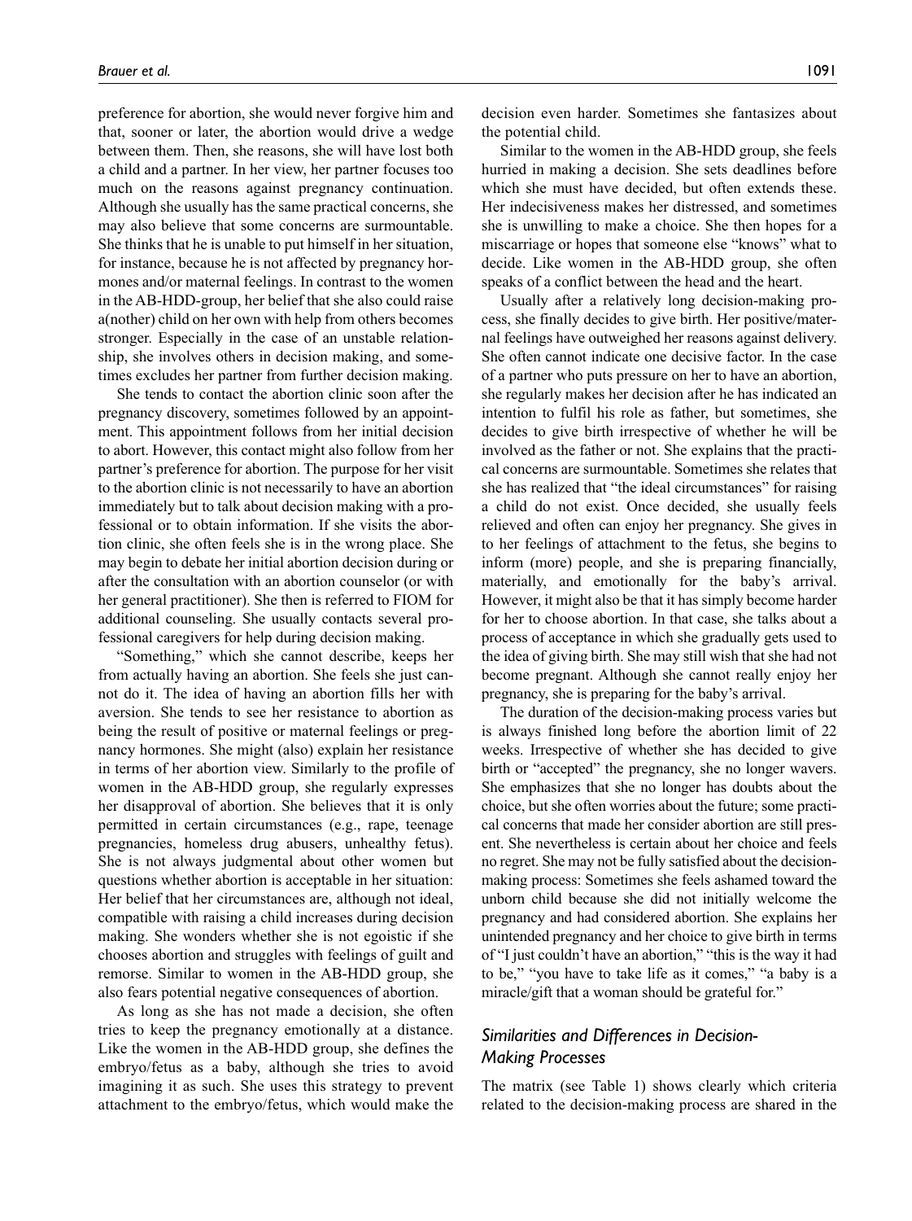preference for abortion, she would never forgive him and that, sooner or later, the abortion would drive a wedge between them. Then, she reasons, she will have lost both a child and a partner. In her view, her partner focuses too much on the reasons against pregnancy continuation. Although she usually has the same practical concerns, she may also believe that some concerns are surmountable. She thinks that he is unable to put himself in her situation, for instance, because he is not affected by pregnancy hormones and/or maternal feelings. In contrast to the women in the AB-HDD-group, her belief that she also could raise a(nother) child on her own with help from others becomes stronger. Especially in the case of an unstable relationship, she involves others in decision making, and sometimes excludes her partner from further decision making.

She tends to contact the abortion clinic soon after the pregnancy discovery, sometimes followed by an appointment. This appointment follows from her initial decision to abort. However, this contact might also follow from her partner's preference for abortion. The purpose for her visit to the abortion clinic is not necessarily to have an abortion immediately but to talk about decision making with a professional or to obtain information. If she visits the abortion clinic, she often feels she is in the wrong place. She may begin to debate her initial abortion decision during or after the consultation with an abortion counselor (or with her general practitioner). She then is referred to FIOM for additional counseling. She usually contacts several professional caregivers for help during decision making.

"Something," which she cannot describe, keeps her from actually having an abortion. She feels she just cannot do it. The idea of having an abortion fills her with aversion. She tends to see her resistance to abortion as being the result of positive or maternal feelings or pregnancy hormones. She might (also) explain her resistance in terms of her abortion view. Similarly to the profile of women in the AB-HDD group, she regularly expresses her disapproval of abortion. She believes that it is only permitted in certain circumstances (e.g., rape, teenage pregnancies, homeless drug abusers, unhealthy fetus). She is not always judgmental about other women but questions whether abortion is acceptable in her situation: Her belief that her circumstances are, although not ideal, compatible with raising a child increases during decision making. She wonders whether she is not egoistic if she chooses abortion and struggles with feelings of guilt and remorse. Similar to women in the AB-HDD group, she also fears potential negative consequences of abortion.

As long as she has not made a decision, she often tries to keep the pregnancy emotionally at a distance. Like the women in the AB-HDD group, she defines the embryo/fetus as a baby, although she tries to avoid imagining it as such. She uses this strategy to prevent attachment to the embryo/fetus, which would make the decision even harder. Sometimes she fantasizes about the potential child.

Similar to the women in the AB-HDD group, she feels hurried in making a decision. She sets deadlines before which she must have decided, but often extends these. Her indecisiveness makes her distressed, and sometimes she is unwilling to make a choice. She then hopes for a miscarriage or hopes that someone else "knows" what to decide. Like women in the AB-HDD group, she often speaks of a conflict between the head and the heart.

Usually after a relatively long decision-making process, she finally decides to give birth. Her positive/maternal feelings have outweighed her reasons against delivery. She often cannot indicate one decisive factor. In the case of a partner who puts pressure on her to have an abortion, she regularly makes her decision after he has indicated an intention to fulfil his role as father, but sometimes, she decides to give birth irrespective of whether he will be involved as the father or not. She explains that the practical concerns are surmountable. Sometimes she relates that she has realized that "the ideal circumstances" for raising a child do not exist. Once decided, she usually feels relieved and often can enjoy her pregnancy. She gives in to her feelings of attachment to the fetus, she begins to inform (more) people, and she is preparing financially, materially, and emotionally for the baby's arrival. However, it might also be that it has simply become harder for her to choose abortion. In that case, she talks about a process of acceptance in which she gradually gets used to the idea of giving birth. She may still wish that she had not become pregnant. Although she cannot really enjoy her pregnancy, she is preparing for the baby's arrival.

The duration of the decision-making process varies but is always finished long before the abortion limit of 22 weeks. Irrespective of whether she has decided to give birth or "accepted" the pregnancy, she no longer wavers. She emphasizes that she no longer has doubts about the choice, but she often worries about the future; some practical concerns that made her consider abortion are still present. She nevertheless is certain about her choice and feels no regret. She may not be fully satisfied about the decision-making process: Sometimes she feels ashamed toward the unborn child because she did not initially welcome the pregnancy and had considered abortion. She explains her unintended pregnancy and her choice to give birth in terms of "I just couldn't have an abortion," "this is the way it had to be," "you have to take life as it comes," "a baby is a miracle/gift that a woman should be grateful for."

## *Similarities and Differences in Decision-Making Processes*

The matrix (see Table 1) shows clearly which criteria related to the decision-making process are shared in the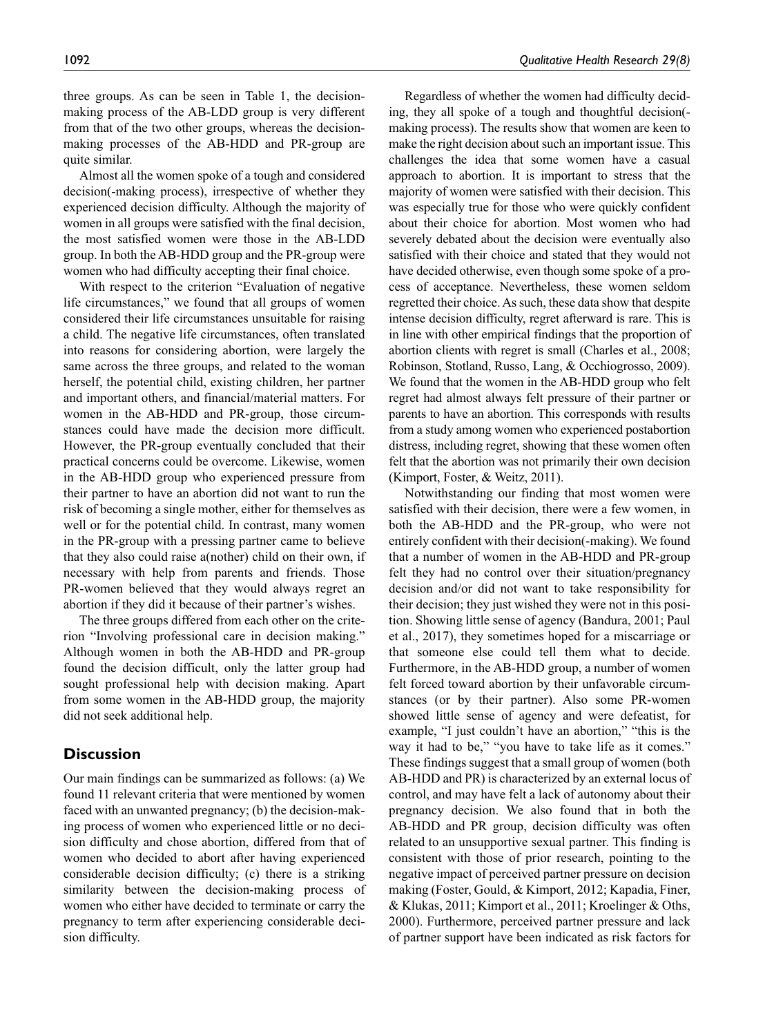three groups. As can be seen in Table 1, the decision-making process of the AB-LDD group is very different from that of the two other groups, whereas the decision-making processes of the AB-HDD and PR-group are quite similar.

Almost all the women spoke of a tough and considered decision(-making process), irrespective of whether they experienced decision difficulty. Although the majority of women in all groups were satisfied with the final decision, the most satisfied women were those in the AB-LDD group. In both the AB-HDD group and the PR-group were women who had difficulty accepting their final choice.

With respect to the criterion "Evaluation of negative life circumstances," we found that all groups of women considered their life circumstances unsuitable for raising a child. The negative life circumstances, often translated into reasons for considering abortion, were largely the same across the three groups, and related to the woman herself, the potential child, existing children, her partner and important others, and financial/material matters. For women in the AB-HDD and PR-group, those circumstances could have made the decision more difficult. However, the PR-group eventually concluded that their practical concerns could be overcome. Likewise, women in the AB-HDD group who experienced pressure from their partner to have an abortion did not want to run the risk of becoming a single mother, either for themselves as well or for the potential child. In contrast, many women in the PR-group with a pressing partner came to believe that they also could raise a(nother) child on their own, if necessary with help from parents and friends. Those PR-women believed that they would always regret an abortion if they did it because of their partner's wishes.

The three groups differed from each other on the criterion "Involving professional care in decision making." Although women in both the AB-HDD and PR-group found the decision difficult, only the latter group had sought professional help with decision making. Apart from some women in the AB-HDD group, the majority did not seek additional help.

## Discussion

Our main findings can be summarized as follows: (a) We found 11 relevant criteria that were mentioned by women faced with an unwanted pregnancy; (b) the decision-making process of women who experienced little or no decision difficulty and chose abortion, differed from that of women who decided to abort after having experienced considerable decision difficulty; (c) there is a striking similarity between the decision-making process of women who either have decided to terminate or carry the pregnancy to term after experiencing considerable decision difficulty.

Regardless of whether the women had difficulty deciding, they all spoke of a tough and thoughtful decision(-making process). The results show that women are keen to make the right decision about such an important issue. This challenges the idea that some women have a casual approach to abortion. It is important to stress that the majority of women were satisfied with their decision. This was especially true for those who were quickly confident about their choice for abortion. Most women who had severely debated about the decision were eventually also satisfied with their choice and stated that they would not have decided otherwise, even though some spoke of a process of acceptance. Nevertheless, these women seldom regretted their choice. As such, these data show that despite intense decision difficulty, regret afterward is rare. This is in line with other empirical findings that the proportion of abortion clients with regret is small (Charles et al., 2008; Robinson, Stotland, Russo, Lang, & Occhiogrosso, 2009). We found that the women in the AB-HDD group who felt regret had almost always felt pressure of their partner or parents to have an abortion. This corresponds with results from a study among women who experienced postabortion distress, including regret, showing that these women often felt that the abortion was not primarily their own decision (Kimport, Foster, & Weitz, 2011).

Notwithstanding our finding that most women were satisfied with their decision, there were a few women, in both the AB-HDD and the PR-group, who were not entirely confident with their decision(-making). We found that a number of women in the AB-HDD and PR-group felt they had no control over their situation/pregnancy decision and/or did not want to take responsibility for their decision; they just wished they were not in this position. Showing little sense of agency (Bandura, 2001; Paul et al., 2017), they sometimes hoped for a miscarriage or that someone else could tell them what to decide. Furthermore, in the AB-HDD group, a number of women felt forced toward abortion by their unfavorable circumstances (or by their partner). Also some PR-women showed little sense of agency and were defeatist, for example, "I just couldn't have an abortion," "this is the way it had to be," "you have to take life as it comes." These findings suggest that a small group of women (both AB-HDD and PR) is characterized by an external locus of control, and may have felt a lack of autonomy about their pregnancy decision. We also found that in both the AB-HDD and PR group, decision difficulty was often related to an unsupportive sexual partner. This finding is consistent with those of prior research, pointing to the negative impact of perceived partner pressure on decision making (Foster, Gould, & Kimport, 2012; Kapadia, Finer, & Klukas, 2011; Kimport et al., 2011; Kroelinger & Oths, 2000). Furthermore, perceived partner pressure and lack of partner support have been indicated as risk factors for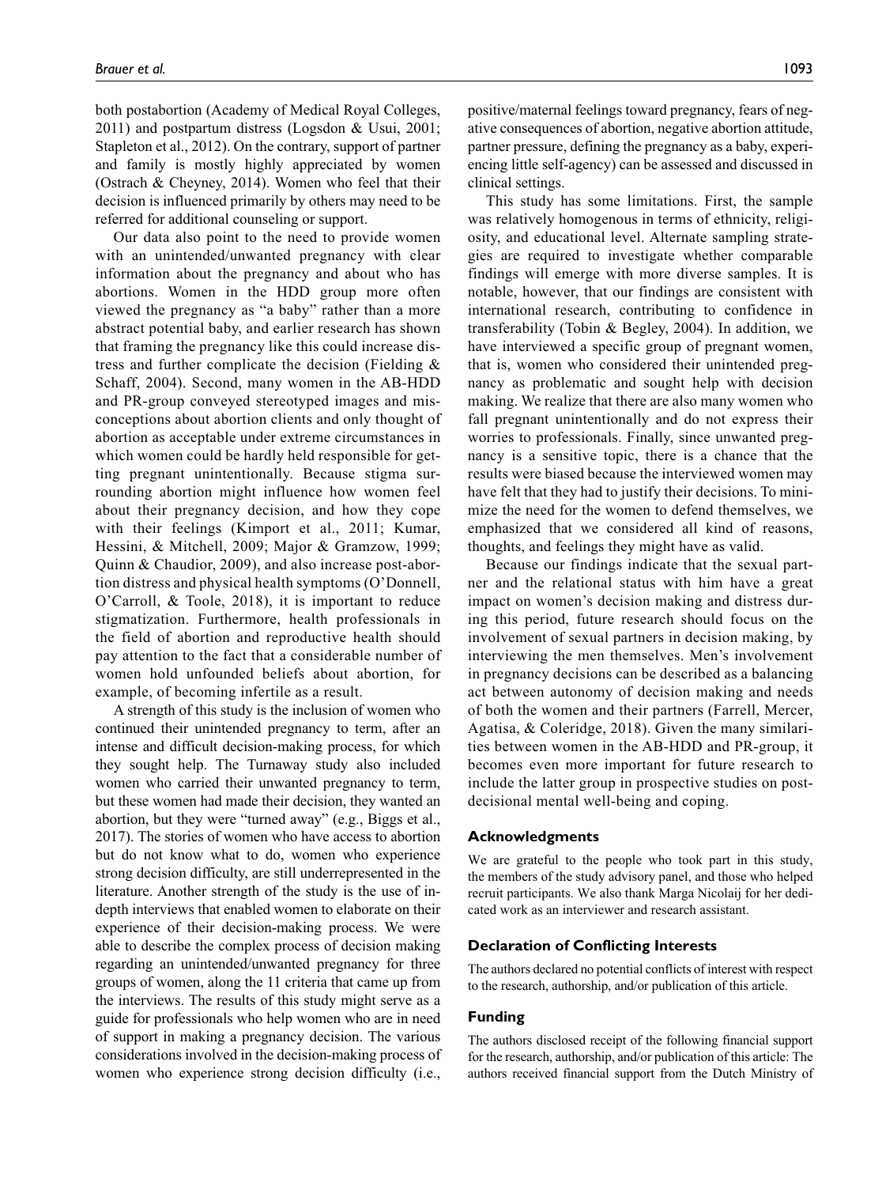both postabortion (Academy of Medical Royal Colleges, 2011) and postpartum distress (Logsdon & Usui, 2001; Stapleton et al., 2012). On the contrary, support of partner and family is mostly highly appreciated by women (Ostrach & Cheyney, 2014). Women who feel that their decision is influenced primarily by others may need to be referred for additional counseling or support.

Our data also point to the need to provide women with an unintended/unwanted pregnancy with clear information about the pregnancy and about who has abortions. Women in the HDD group more often viewed the pregnancy as "a baby" rather than a more abstract potential baby, and earlier research has shown that framing the pregnancy like this could increase distress and further complicate the decision (Fielding & Schaff, 2004). Second, many women in the AB-HDD and PR-group conveyed stereotyped images and misconceptions about abortion clients and only thought of abortion as acceptable under extreme circumstances in which women could be hardly held responsible for getting pregnant unintentionally. Because stigma surrounding abortion might influence how women feel about their pregnancy decision, and how they cope with their feelings (Kimport et al., 2011; Kumar, Hessini, & Mitchell, 2009; Major & Gramzow, 1999; Quinn & Chaudior, 2009), and also increase post-abortion distress and physical health symptoms (O'Donnell, O'Carroll, & Toole, 2018), it is important to reduce stigmatization. Furthermore, health professionals in the field of abortion and reproductive health should pay attention to the fact that a considerable number of women hold unfounded beliefs about abortion, for example, of becoming infertile as a result.

A strength of this study is the inclusion of women who continued their unintended pregnancy to term, after an intense and difficult decision-making process, for which they sought help. The Turnaway study also included women who carried their unwanted pregnancy to term, but these women had made their decision, they wanted an abortion, but they were "turned away" (e.g., Biggs et al., 2017). The stories of women who have access to abortion but do not know what to do, women who experience strong decision difficulty, are still underrepresented in the literature. Another strength of the study is the use of in-depth interviews that enabled women to elaborate on their experience of their decision-making process. We were able to describe the complex process of decision making regarding an unintended/unwanted pregnancy for three groups of women, along the 11 criteria that came up from the interviews. The results of this study might serve as a guide for professionals who help women who are in need of support in making a pregnancy decision. The various considerations involved in the decision-making process of women who experience strong decision difficulty (i.e., positive/maternal feelings toward pregnancy, fears of negative consequences of abortion, negative abortion attitude, partner pressure, defining the pregnancy as a baby, experiencing little self-agency) can be assessed and discussed in clinical settings.

This study has some limitations. First, the sample was relatively homogenous in terms of ethnicity, religiosity, and educational level. Alternate sampling strategies are required to investigate whether comparable findings will emerge with more diverse samples. It is notable, however, that our findings are consistent with international research, contributing to confidence in transferability (Tobin & Begley, 2004). In addition, we have interviewed a specific group of pregnant women, that is, women who considered their unintended pregnancy as problematic and sought help with decision making. We realize that there are also many women who fall pregnant unintentionally and do not express their worries to professionals. Finally, since unwanted pregnancy is a sensitive topic, there is a chance that the results were biased because the interviewed women may have felt that they had to justify their decisions. To minimize the need for the women to defend themselves, we emphasized that we considered all kind of reasons, thoughts, and feelings they might have as valid.

Because our findings indicate that the sexual partner and the relational status with him have a great impact on women's decision making and distress during this period, future research should focus on the involvement of sexual partners in decision making, by interviewing the men themselves. Men's involvement in pregnancy decisions can be described as a balancing act between autonomy of decision making and needs of both the women and their partners (Farrell, Mercer, Agatisa, & Coleridge, 2018). Given the many similarities between women in the AB-HDD and PR-group, it becomes even more important for future research to include the latter group in prospective studies on post-decisional mental well-being and coping.

### Acknowledgments

We are grateful to the people who took part in this study, the members of the study advisory panel, and those who helped recruit participants. We also thank Marga Nicolaij for her dedicated work as an interviewer and research assistant.

### Declaration of Conflicting Interests

The authors declared no potential conflicts of interest with respect to the research, authorship, and/or publication of this article.

### Funding

The authors disclosed receipt of the following financial support for the research, authorship, and/or publication of this article: The authors received financial support from the Dutch Ministry of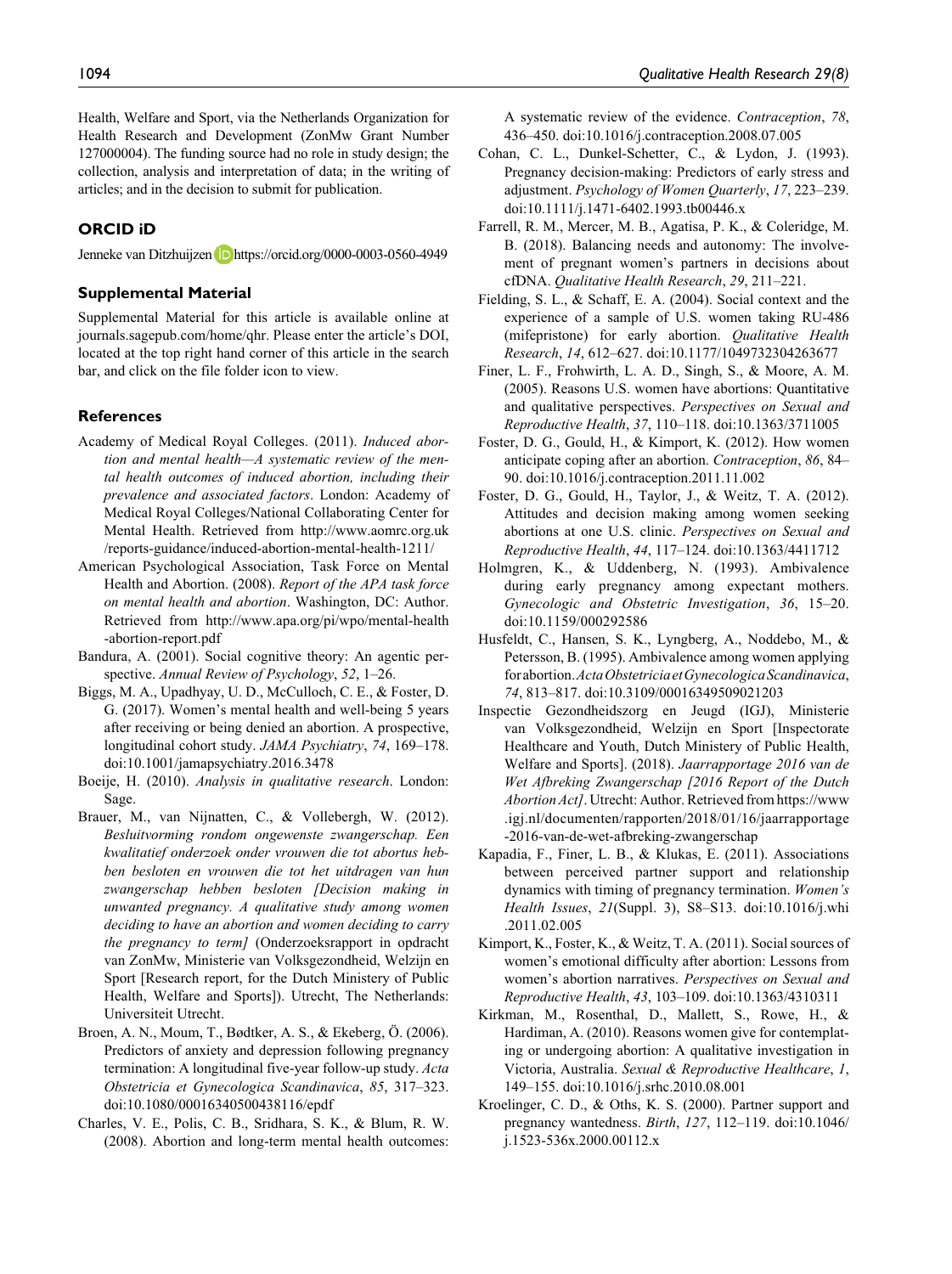Health, Welfare and Sport, via the Netherlands Organization for Health Research and Development (ZonMw Grant Number 127000004). The funding source had no role in study design; the collection, analysis and interpretation of data; in the writing of articles; and in the decision to submit for publication.

## ORCID iD

Jenneke van Ditzhuijzen https://orcid.org/0000-0003-0560-4949

## Supplemental Material

Supplemental Material for this article is available online at journals.sagepub.com/home/qhr. Please enter the article's DOI, located at the top right hand corner of this article in the search bar, and click on the file folder icon to view.

## References

- Academy of Medical Royal Colleges. (2011). *Induced abortion and mental health—A systematic review of the mental health outcomes of induced abortion, including their prevalence and associated factors*. London: Academy of Medical Royal Colleges/National Collaborating Center for Mental Health. Retrieved from http://www.aomrc.org.uk/reports-guidance/induced-abortion-mental-health-1211/
- American Psychological Association, Task Force on Mental Health and Abortion. (2008). *Report of the APA task force on mental health and abortion*. Washington, DC: Author. Retrieved from http://www.apa.org/pi/wpo/mental-health-abortion-report.pdf
- Bandura, A. (2001). Social cognitive theory: An agentic perspective. *Annual Review of Psychology*, *52*, 1–26.
- Biggs, M. A., Upadhyay, U. D., McCulloch, C. E., & Foster, D. G. (2017). Women's mental health and well-being 5 years after receiving or being denied an abortion. A prospective, longitudinal cohort study. *JAMA Psychiatry*, *74*, 169–178. doi:10.1001/jamapsychiatry.2016.3478
- Boeije, H. (2010). *Analysis in qualitative research*. London: Sage.
- Brauer, M., van Nijnatten, C., & Vollebergh, W. (2012). *Besluitvorming rondom ongewenste zwangerschap. Een kwalitatief onderzoek onder vrouwen die tot abortus hebben besloten en vrouwen die tot het uitdragen van hun zwangerschap hebben besloten [Decision making in unwanted pregnancy. A qualitative study among women deciding to have an abortion and women deciding to carry the pregnancy to term]* (Onderzoeksrapport in opdracht van ZonMw, Ministerie van Volksgezondheid, Welzijn en Sport [Research report, for the Dutch Ministry of Public Health, Welfare and Sports]). Utrecht, The Netherlands: Universiteit Utrecht.
- Broen, A. N., Moum, T., Bødtker, A. S., & Ekeberg, Ö. (2006). Predictors of anxiety and depression following pregnancy termination: A longitudinal five-year follow-up study. *Acta Obstetricia et Gynecologica Scandinavica*, *85*, 317–323. doi:10.1080/00016340500438116/epdf
- Charles, V. E., Polis, C. B., Sridhara, S. K., & Blum, R. W. (2008). Abortion and long-term mental health outcomes: A systematic review of the evidence. *Contraception*, *78*, 436–450. doi:10.1016/j.contraception.2008.07.005
- Cohan, C. L., Dunkel-Schetter, C., & Lydon, J. (1993). Pregnancy decision-making: Predictors of early stress and adjustment. *Psychology of Women Quarterly*, *17*, 223–239. doi:10.1111/j.1471-6402.1993.tb00446.x
- Farrell, R. M., Mercer, M. B., Agatisa, P. K., & Coleridge, M. B. (2018). Balancing needs and autonomy: The involvement of pregnant women's partners in decisions about cfDNA. *Qualitative Health Research*, *29*, 211–221.
- Fielding, S. L., & Schaff, E. A. (2004). Social context and the experience of a sample of U.S. women taking RU-486 (mifepristone) for early abortion. *Qualitative Health Research*, *14*, 612–627. doi:10.1177/1049732304263677
- Finer, L. F., Frohwirth, L. A. D., Singh, S., & Moore, A. M. (2005). Reasons U.S. women have abortions: Quantitative and qualitative perspectives. *Perspectives on Sexual and Reproductive Health*, *37*, 110–118. doi:10.1363/3711005
- Foster, D. G., Gould, H., & Kimport, K. (2012). How women anticipate coping after an abortion. *Contraception*, *86*, 84–90. doi:10.1016/j.contraception.2011.11.002
- Foster, D. G., Gould, H., Taylor, J., & Weitz, T. A. (2012). Attitudes and decision making among women seeking abortions at one U.S. clinic. *Perspectives on Sexual and Reproductive Health*, *44*, 117–124. doi:10.1363/4411712
- Holmgren, K., & Uddenberg, N. (1993). Ambivalence during early pregnancy among expectant mothers. *Gynecologic and Obstetric Investigation*, *36*, 15–20. doi:10.1159/000292586
- Husfeldt, C., Hansen, S. K., Lyngberg, A., Noddebo, M., & Petersson, B. (1995). Ambivalence among women applying for abortion. *Acta Obstetricia et Gynecologica Scandinavica*, *74*, 813–817. doi:10.3109/00016349509021203
- Inspectie Gezondheidszorg en Jeugd (IGJ), Ministerie van Volksgezondheid, Welzijn en Sport [Inspectorate Healthcare and Youth, Dutch Ministry of Public Health, Welfare and Sports]. (2018). *Jaarrapportage 2016 van de Wet Afbreking Zwangerschap [2016 Report of the Dutch Abortion Act]*. Utrecht: Author. Retrieved from https://www.igj.nl/documenten/rapporten/2018/01/16/jaarrapportage-2016-van-de-wet-afbreking-zwangerschap
- Kapadia, F., Finer, L. B., & Klukas, E. (2011). Associations between perceived partner support and relationship dynamics with timing of pregnancy termination. *Women's Health Issues*, *21*(Suppl. 3), S8–S13. doi:10.1016/j.whi.2011.02.005
- Kimport, K., Foster, K., & Weitz, T. A. (2011). Social sources of women's emotional difficulty after abortion: Lessons from women's abortion narratives. *Perspectives on Sexual and Reproductive Health*, *43*, 103–109. doi:10.1363/4310311
- Kirkman, M., Rosenthal, D., Mallett, S., Rowe, H., & Hardiman, A. (2010). Reasons women give for contemplating or undergoing abortion: A qualitative investigation in Victoria, Australia. *Sexual & Reproductive Healthcare*, *1*, 149–155. doi:10.1016/j.srhc.2010.08.001
- Kroelinger, C. D., & Oths, K. S. (2000). Partner support and pregnancy wantedness. *Birth*, *127*, 112–119. doi:10.1046/j.1523-536x.2000.00112.x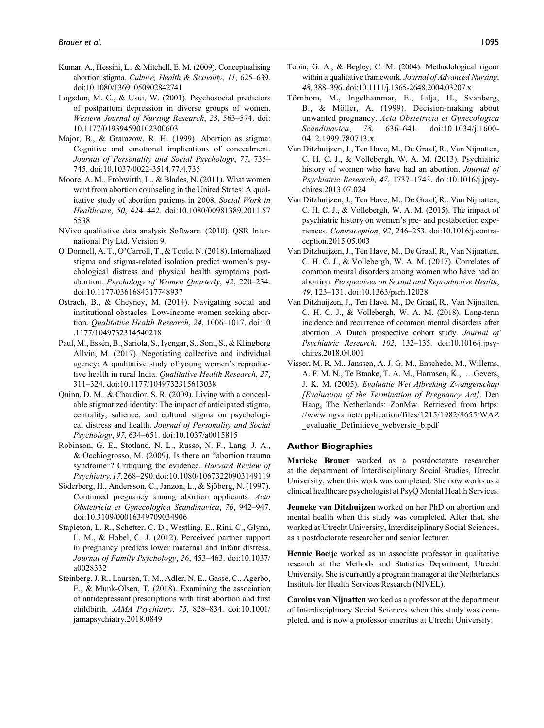Kumar, A., Hessini, L., & Mitchell, E. M. (2009). Conceptualising abortion stigma. *Culture, Health & Sexuality*, *11*, 625–639. doi:10.1080/13691050902842741

Logsdon, M. C., & Usui, W. (2001). Psychosocial predictors of postpartum depression in diverse groups of women. *Western Journal of Nursing Research*, *23*, 563–574. doi:10.1177/019394590102300603

Major, B., & Gramzow, R. H. (1999). Abortion as stigma: Cognitive and emotional implications of concealment. *Journal of Personality and Social Psychology*, *77*, 735–745. doi:10.1037/0022-3514.77.4.735

Moore, A. M., Frohwirth, L., & Blades, N. (2011). What women want from abortion counseling in the United States: A qualitative study of abortion patients in 2008. *Social Work in Healthcare*, *50*, 424–442. doi:10.1080/00981389.2011.575538

NVivo qualitative data analysis Software. (2010). QSR International Pty Ltd. Version 9.

O'Donnell, A. T., O'Carroll, T., & Toole, N. (2018). Internalized stigma and stigma-related isolation predict women's psychological distress and physical health symptoms post-abortion. *Psychology of Women Quarterly*, *42*, 220–234. doi:10.1177/0361684317748937

Ostrach, B., & Cheyney, M. (2014). Navigating social and institutional obstacles: Low-income women seeking abortion. *Qualitative Health Research*, *24*, 1006–1017. doi:10.1177/1049732314540218

Paul, M., Essén, B., Sariola, S., Iyengar, S., Soni, S., & Klingberg Allvin, M. (2017). Negotiating collective and individual agency: A qualitative study of young women's reproductive health in rural India. *Qualitative Health Research*, *27*, 311–324. doi:10.1177/1049732315613038

Quinn, D. M., & Chaudior, S. R. (2009). Living with a concealable stigmatized identity: The impact of anticipated stigma, centrality, salience, and cultural stigma on psychological distress and health. *Journal of Personality and Social Psychology*, *97*, 634–651. doi:10.1037/a0015815

Robinson, G. E., Stotland, N. L., Russo, N. F., Lang, J. A., & Occhiogrosso, M. (2009). Is there an "abortion trauma syndrome"? Critiquing the evidence. *Harvard Review of Psychiatry*, *17*, 268–290. doi:10.1080/10673220903149119

Söderberg, H., Andersson, C., Janzon, L., & Sjöberg, N. (1997). Continued pregnancy among abortion applicants. *Acta Obstetricia et Gynecologica Scandinavica*, *76*, 942–947. doi:10.3109/00016349709034906

Stapleton, L. R., Schetter, C. D., Westling, E., Rini, C., Glynn, L. M., & Hobel, C. J. (2012). Perceived partner support in pregnancy predicts lower maternal and infant distress. *Journal of Family Psychology*, *26*, 453–463. doi:10.1037/a0028332

Steinberg, J. R., Laursen, T. M., Adler, N. E., Gasse, C., Agerbo, E., & Munk-Olsen, T. (2018). Examining the association of antidepressant prescriptions with first abortion and first childbirth. *JAMA Psychiatry*, *75*, 828–834. doi:10.1001/jamapsychiatry.2018.0849

Tobin, G. A., & Begley, C. M. (2004). Methodological rigour within a qualitative framework. *Journal of Advanced Nursing*, *48*, 388–396. doi:10.1111/j.1365-2648.2004.03207.x

Törnbom, M., Ingelhammar, E., Lilja, H., Svanberg, B., & Möller, A. (1999). Decision-making about unwanted pregnancy. *Acta Obstetricia et Gynecologica Scandinavica*, *78*, 636–641. doi:10.1034/j.1600-0412.1999.780713.x

Van Ditzhuijzen, J., Ten Have, M., De Graaf, R., Van Nijnatten, C. H. C. J., & Vollebergh, W. A. M. (2013). Psychiatric history of women who have had an abortion. *Journal of Psychiatric Research*, *47*, 1737–1743. doi:10.1016/j.jpsychires.2013.07.024

Van Ditzhuijzen, J., Ten Have, M., De Graaf, R., Van Nijnatten, C. H. C. J., & Vollebergh, W. A. M. (2015). The impact of psychiatric history on women's pre- and postabortion experiences. *Contraception*, *92*, 246–253. doi:10.1016/j.contraception.2015.05.003

Van Ditzhuijzen, J., Ten Have, M., De Graaf, R., Van Nijnatten, C. H. C. J., & Vollebergh, W. A. M. (2017). Correlates of common mental disorders among women who have had an abortion. *Perspectives on Sexual and Reproductive Health*, *49*, 123–131. doi:10.1363/psrh.12028

Van Ditzhuijzen, J., Ten Have, M., De Graaf, R., Van Nijnatten, C. H. C. J., & Vollebergh, W. A. M. (2018). Long-term incidence and recurrence of common mental disorders after abortion. A Dutch prospective cohort study. *Journal of Psychiatric Research*, *102*, 132–135. doi:10.1016/j.jpsychires.2018.04.001

Visser, M. R. M., Janssen, A. J. G. M., Enschede, M., Willems, A. F. M. N., Te Braake, T. A. M., Harmsen, K., …Gevers, J. K. M. (2005). *Evaluatie Wet Afbreking Zwangerschap [Evaluation of the Termination of Pregnancy Act]*. Den Haag, The Netherlands: ZonMw. Retrieved from https://www.ngva.net/application/files/1215/1982/8655/WAZ_evaluatie_Definitieve_webversie_b.pdf

## Author Biographies

**Marieke Brauer** worked as a postdoctorate researcher at the department of Interdisciplinary Social Studies, Utrecht University, when this work was completed. She now works as a clinical healthcare psychologist at PsyQ Mental Health Services.

**Jenneke van Ditzhuijzen** worked on her PhD on abortion and mental health when this study was completed. After that, she worked at Utrecht University, Interdisciplinary Social Sciences, as a postdoctorate researcher and senior lecturer.

**Hennie Boeije** worked as an associate professor in qualitative research at the Methods and Statistics Department, Utrecht University. She is currently a program manager at the Netherlands Institute for Health Services Research (NIVEL).

**Carolus van Nijnatten** worked as a professor at the department of Interdisciplinary Social Sciences when this study was completed, and is now a professor emeritus at Utrecht University.